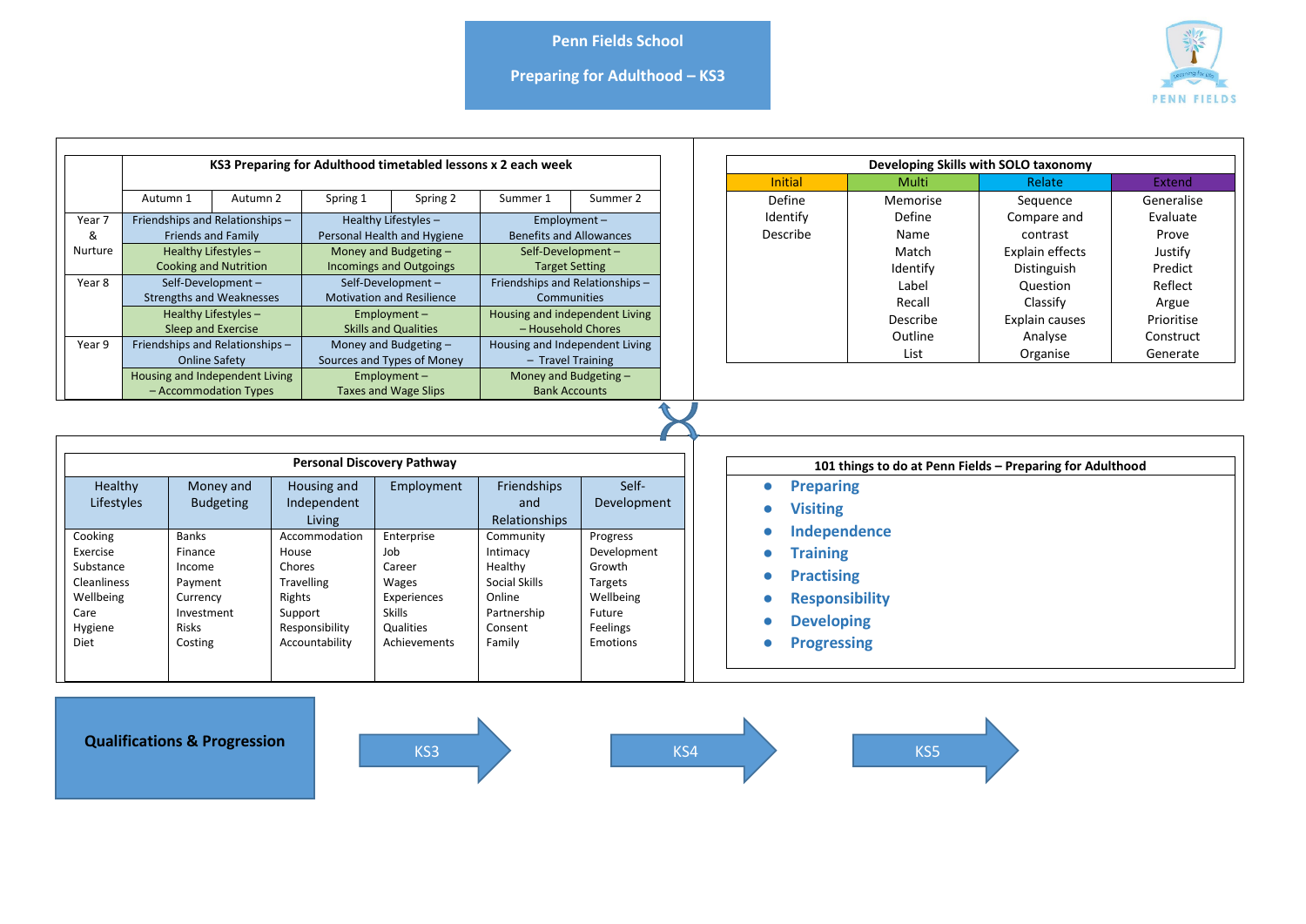# Penn Fields School

## Preparing for Adulthood – KS3

| | KS3 Preparing for Adulthood timetabled lessons x 2 each week | | | | | |
|---|---|---|---|---|---|---|
| | Autumn 1 | Autumn 2 | Spring 1 | Spring 2 | Summer 1 | Summer 2 |
| Year 7 & Nurture | Friendships and Relationships – Friends and Family | | Healthy Lifestyles – Personal Health and Hygiene | | Employment – Benefits and Allowances | |
| | Healthy Lifestyles – Cooking and Nutrition | | Money and Budgeting – Incomings and Outgoings | | Self-Development – Target Setting | |
| Year 8 | Self-Development – Strengths and Weaknesses | | Self-Development – Motivation and Resilience | | Friendships and Relationships – Communities | |
| | Healthy Lifestyles – Sleep and Exercise | | Employment – Skills and Qualities | | Housing and independent Living – Household Chores | |
| Year 9 | Friendships and Relationships – Online Safety | | Money and Budgeting – Sources and Types of Money | | Housing and Independent Living – Travel Training | |
| | Housing and Independent Living – Accommodation Types | | Employment – Taxes and Wage Slips | | Money and Budgeting – Bank Accounts | |

| Developing Skills with SOLO taxonomy | | | |
|---|---|---|---|
| Initial | Multi | Relate | Extend |
| Define<br>Identify<br>Describe | Memorise<br>Define<br>Name<br>Match<br>Identify<br>Label<br>Recall<br>Describe<br>Outline<br>List | Sequence<br>Compare and contrast<br>Explain effects<br>Distinguish<br>Question<br>Classify<br>Explain causes<br>Analyse<br>Organise | Generalise<br>Evaluate<br>Prove<br>Justify<br>Predict<br>Reflect<br>Argue<br>Prioritise<br>Construct<br>Generate |

| Personal Discovery Pathway | | | | | |
|---|---|---|---|---|---|
| Healthy Lifestyles | Money and Budgeting | Housing and Independent Living | Employment | Friendships and Relationships | Self-Development |
| Cooking<br>Exercise<br>Substance<br>Cleanliness<br>Wellbeing<br>Care<br>Hygiene<br>Diet | Banks<br>Finance<br>Income<br>Payment<br>Currency<br>Investment<br>Risks<br>Costing | Accommodation<br>House<br>Chores<br>Travelling<br>Rights<br>Support<br>Responsibility<br>Accountability | Enterprise<br>Job<br>Career<br>Wages<br>Experiences<br>Skills<br>Qualities<br>Achievements | Community<br>Intimacy<br>Healthy<br>Social Skills<br>Online<br>Partnership<br>Consent<br>Family | Progress<br>Development<br>Growth<br>Targets<br>Wellbeing<br>Future<br>Feelings<br>Emotions |

### 101 things to do at Penn Fields – Preparing for Adulthood

- **Preparing**
- **Visiting**
- **Independence**
- **Training**
- **Practising**
- **Responsibility**
- **Developing**
- **Progressing**

### Qualifications & Progression

KS3 → KS4 → KS5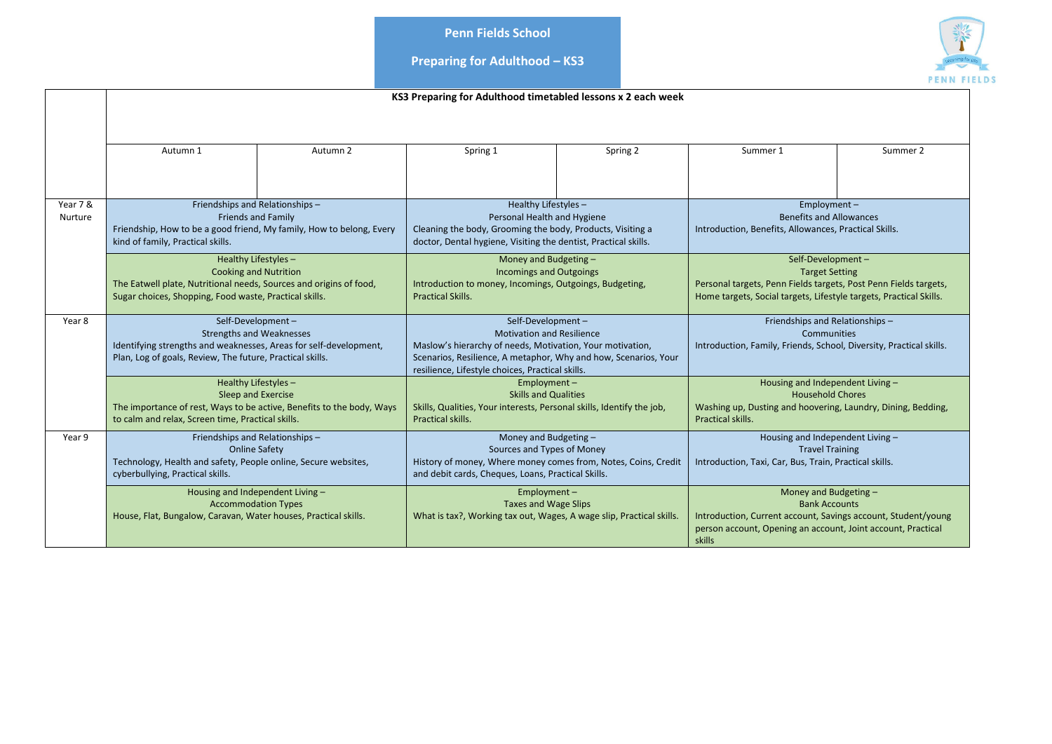# Penn Fields School

## Preparing for Adulthood – KS3

| | Autumn 1 | Autumn 2 | Spring 1 | Spring 2 | Summer 1 | Summer 2 |
|---|---|---|---|---|---|---|
| | **KS3 Preparing for Adulthood timetabled lessons x 2 each week** | | | | | |
| Year 7 & Nurture | Friendships and Relationships – Friends and Family<br>Friendship, How to be a good friend, My family, How to belong, Every kind of family, Practical skills. | | Healthy Lifestyles – Personal Health and Hygiene<br>Cleaning the body, Grooming the body, Products, Visiting a doctor, Dental hygiene, Visiting the dentist, Practical skills. | | Employment – Benefits and Allowances<br>Introduction, Benefits, Allowances, Practical Skills. | |
| | Healthy Lifestyles – Cooking and Nutrition<br>The Eatwell plate, Nutritional needs, Sources and origins of food, Sugar choices, Shopping, Food waste, Practical skills. | | Money and Budgeting – Incomings and Outgoings<br>Introduction to money, Incomings, Outgoings, Budgeting, Practical Skills. | | Self-Development – Target Setting<br>Personal targets, Penn Fields targets, Post Penn Fields targets, Home targets, Social targets, Lifestyle targets, Practical Skills. | |
| Year 8 | Self-Development – Strengths and Weaknesses<br>Identifying strengths and weaknesses, Areas for self-development, Plan, Log of goals, Review, The future, Practical skills. | | Self-Development – Motivation and Resilience<br>Maslow's hierarchy of needs, Motivation, Your motivation, Scenarios, Resilience, A metaphor, Why and how, Scenarios, Your resilience, Lifestyle choices, Practical skills. | | Friendships and Relationships – Communities<br>Introduction, Family, Friends, School, Diversity, Practical skills. | |
| | Healthy Lifestyles – Sleep and Exercise<br>The importance of rest, Ways to be active, Benefits to the body, Ways to calm and relax, Screen time, Practical skills. | | Employment – Skills and Qualities<br>Skills, Qualities, Your interests, Personal skills, Identify the job, Practical skills. | | Housing and Independent Living – Household Chores<br>Washing up, Dusting and hoovering, Laundry, Dining, Bedding, Practical skills. | |
| Year 9 | Friendships and Relationships – Online Safety<br>Technology, Health and safety, People online, Secure websites, cyberbullying, Practical skills. | | Money and Budgeting – Sources and Types of Money<br>History of money, Where money comes from, Notes, Coins, Credit and debit cards, Cheques, Loans, Practical Skills. | | Housing and Independent Living – Travel Training<br>Introduction, Taxi, Car, Bus, Train, Practical skills. | |
| | Housing and Independent Living – Accommodation Types<br>House, Flat, Bungalow, Caravan, Water houses, Practical skills. | | Employment – Taxes and Wage Slips<br>What is tax?, Working tax out, Wages, A wage slip, Practical skills. | | Money and Budgeting – Bank Accounts<br>Introduction, Current account, Savings account, Student/young person account, Opening an account, Joint account, Practical skills | |